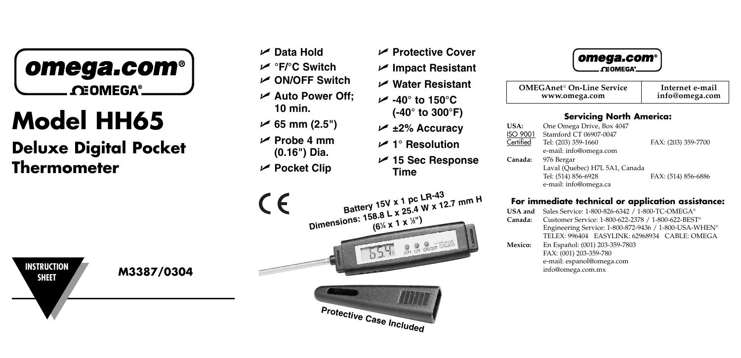omega.com®

OMEGA®

# Model HH65

## Deluxe Digital Pocket Thermometer

**INSTRUCTION SHEET**

**M3387/0304**

- Data Hold
- °F/°C Switch
- ON/OFF Switch
- Auto Power Off; 10 min.
- 65 mm (2.5")
- Probe 4 mm (0.16") Dia.
- Pocket Clip
- Protective Cover
- Impact Resistant
- Water Resistant
- -40° to 150°C (-40° to 300°F)
- ±2% Accuracy
- 1° Resolution
- 15 Sec Response Time

CE

Battery 15V x 1 pc LR-43

Dimensions: 158.8 L x 25.4 W x 12.7 mm H (6¼ x 1 x ½")

Protective Case Included

omega.com®

OMEGA®

| OMEGAnet® On-Line Service www.omega.com | Internet e-mail info@omega.com |
|---|---|

**Servicing North America:**

| | | |
|---|---|---|
| **USA:** ISO 9001 Certified | One Omega Drive, Box 4047 Stamford CT 06907-0047 Tel: (203) 359-1660 e-mail: info@omega.com | FAX: (203) 359-7700 |
| **Canada:** | 976 Bergar Laval (Quebec) H7L 5A1, Canada Tel: (514) 856-6928 e-mail: info@omega.ca | FAX: (514) 856-6886 |

**For immediate technical or application assistance:**

| | |
|---|---|
| **USA and Canada:** | Sales Service: 1-800-826-6342 / 1-800-TC-OMEGA® Customer Service: 1-800-622-2378 / 1-800-622-BEST® Engineering Service: 1-800-872-9436 / 1-800-USA-WHEN® TELEX: 996404 EASYLINK: 62968934 CABLE: OMEGA |
| **Mexico:** | En Español: (001) 203-359-7803 FAX: (001) 203-359-780 e-mail: espanol@omega.com info@omega.com.mx |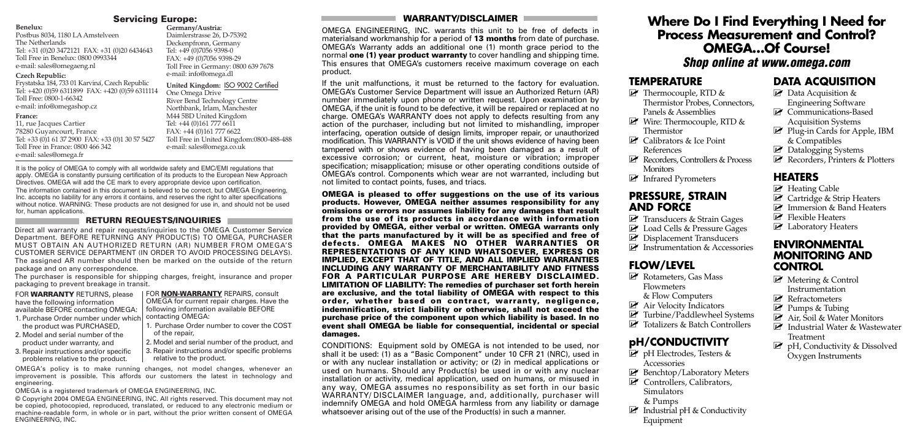## Servicing Europe:

**Benelux:**
Postbus 8034, 1180 LA Amstelveen
The Netherlands
Tel: +31 (0)20 3472121 FAX: +31 (0)20 6434643
Toll Free in Benelux: 0800 0993344
e-mail: sales@omegaeng.nl

**Czech Republic:**
Frystatska 184, 733 01 Karviná, Czech Republic
Tel: +420 (0)59 6311899 FAX: +420 (0)59 6311114
Toll Free: 0800-1-66342
e-mail: info@omegashop.cz

**France:**
11, rue Jacques Cartier
78280 Guyancourt, France
Tel: +33 (0)1 61 37 2900 FAX: +33 (0)1 30 57 5427
Toll Free in France: 0800 466 342
e-mail: sales@omega.fr

**Germany/Austria:**
Daimlerstrasse 26, D-75392
Deckenpfronn, Germany
Tel: +49 (0)7056 9398-0
FAX: +49 (0)7056 9398-29
Toll Free in Germany: 0800 639 7678
e-mail: info@omega.dl

**United Kingdom:** ISO 9002 Certified
One Omega Drive
River Bend Technology Centre
Northbank, Irlam, Manchester
M44 5BD United Kingdom
Tel: +44 (0)161 777 6611
FAX: +44 (0)161 777 6622
Toll Free in United Kingdom:0800-488-488
e-mail: sales@omega.co.uk

It is the policy of OMEGA to comply with all worldwide safety and EMC/EMI regulations that apply. OMEGA is constantly pursuing certification of its products to the European New Approach Directives. OMEGA will add the CE mark to every appropriate device upon certification.

The information contained in this document is believed to be correct, but OMEGA Engineering, Inc. accepts no liability for any errors it contains, and reserves the right to alter specifications without notice. WARNING: These products are not designed for use in, and should not be used for, human applications.

## RETURN REQUESTS/INQUIRIES

Direct all warranty and repair requests/inquiries to the OMEGA Customer Service Department. BEFORE RETURNING ANY PRODUCT(S) TO OMEGA, PURCHASER MUST OBTAIN AN AUTHORIZED RETURN (AR) NUMBER FROM OMEGA'S CUSTOMER SERVICE DEPARTMENT (IN ORDER TO AVOID PROCESSING DELAYS). The assigned AR number should then be marked on the outside of the return package and on any correspondence.

The purchaser is responsible for shipping charges, freight, insurance and proper packaging to prevent breakage in transit.

FOR **WARRANTY** RETURNS, please have the following information available BEFORE contacting OMEGA:

1. Purchase Order number under which the product was PURCHASED,
2. Model and serial number of the product under warranty, and
3. Repair instructions and/or specific problems relative to the product.

FOR **NON-WARRANTY** REPAIRS, consult OMEGA for current repair charges. Have the following information available BEFORE contacting OMEGA:

1. Purchase Order number to cover the COST of the repair,
2. Model and serial number of the product, and
3. Repair instructions and/or specific problems relative to the product.

OMEGA's policy is to make running changes, not model changes, whenever an improvement is possible. This affords our customers the latest in technology and engineering.

OMEGA is a registered trademark of OMEGA ENGINEERING, INC.

© Copyright 2004 OMEGA ENGINEERING, INC. All rights reserved. This document may not be copied, photocopied, reproduced, translated, or reduced to any electronic medium or machine-readable form, in whole or in part, without the prior written consent of OMEGA ENGINEERING, INC.

## WARRANTY/DISCLAIMER

OMEGA ENGINEERING, INC. warrants this unit to be free of defects in materialsand workmanship for a period of **13 months** from date of purchase. OMEGA's Warranty adds an additional one (1) month grace period to the normal **one (1) year product warranty** to cover handling and shipping time. This ensures that OMEGA's customers receive maximum coverage on each product.

If the unit malfunctions, it must be returned to the factory for evaluation. OMEGA's Customer Service Department will issue an Authorized Return (AR) number immediately upon phone or written request. Upon examination by OMEGA, if the unit is found to be defective, it will be repaired or replaced at no charge. OMEGA's WARRANTY does not apply to defects resulting from any action of the purchaser, including but not limited to mishandling, improper interfacing, operation outside of design limits, improper repair, or unauthorized modification. This WARRANTY is VOID if the unit shows evidence of having been tampered with or shows evidence of having been damaged as a result of excessive corrosion; or current, heat, moisture or vibration; improper specification; misapplication; misuse or other operating conditions outside of OMEGA's control. Components which wear are not warranted, including but not limited to contact points, fuses, and triacs.

**OMEGA is pleased to offer suggestions on the use of its various products. However, OMEGA neither assumes responsibility for any omissions or errors nor assumes liability for any damages that result from the use of its products in accordance with information provided by OMEGA, either verbal or written. OMEGA warrants only that the parts manufactured by it will be as specified and free of defects. OMEGA MAKES NO OTHER WARRANTIES OR REPRESENTATIONS OF ANY KIND WHATSOEVER, EXPRESS OR IMPLIED, EXCEPT THAT OF TITLE, AND ALL IMPLIED WARRANTIES INCLUDING ANY WARRANTY OF MERCHANTABILITY AND FITNESS FOR A PARTICULAR PURPOSE ARE HEREBY DISCLAIMED. LIMITATION OF LIABILITY: The remedies of purchaser set forth herein are exclusive, and the total liability of OMEGA with respect to this order, whether based on contract, warranty, negligence, indemnification, strict liability or otherwise, shall not exceed the purchase price of the component upon which liability is based. In no event shall OMEGA be liable for consequential, incidental or special damages.**

CONDITIONS: Equipment sold by OMEGA is not intended to be used, nor shall it be used: (1) as a "Basic Component" under 10 CFR 21 (NRC), used in or with any nuclear installation or activity; or (2) in medical applications or used on humans. Should any Product(s) be used in or with any nuclear installation or activity, medical application, used on humans, or misused in any way, OMEGA assumes no responsibility as set forth in our basic WARRANTY/ DISCLAIMER language, and, additionally, purchaser will indemnify OMEGA and hold OMEGA harmless from any liability or damage whatsoever arising out of the use of the Product(s) in such a manner.

# Where Do I Find Everything I Need for Process Measurement and Control? OMEGA…Of Course!

***Shop online at www.omega.com***

### TEMPERATURE

- Thermocouple, RTD & Thermistor Probes, Connectors, Panels & Assemblies
- Wire: Thermocouple, RTD & Thermistor
- Calibrators & Ice Point References
- Recorders, Controllers & Process Monitors
- Infrared Pyrometers

### PRESSURE, STRAIN AND FORCE

- Transducers & Strain Gages
- Load Cells & Pressure Gages
- Displacement Transducers
- Instrumentation & Accessories

### FLOW/LEVEL

- Rotameters, Gas Mass Flowmeters & Flow Computers
- Air Velocity Indicators
- Turbine/Paddlewheel Systems
- Totalizers & Batch Controllers

### pH/CONDUCTIVITY

- pH Electrodes, Testers & Accessories
- Benchtop/Laboratory Meters
- Controllers, Calibrators, Simulators & Pumps
- Industrial pH & Conductivity Equipment

### DATA ACQUISITION

- Data Acquisition & Engineering Software
- Communications-Based Acquisition Systems
- Plug-in Cards for Apple, IBM & Compatibles
- Datalogging Systems
- Recorders, Printers & Plotters

### HEATERS

- Heating Cable
- Cartridge & Strip Heaters
- Immersion & Band Heaters
- Flexible Heaters
- Laboratory Heaters

### ENVIRONMENTAL MONITORING AND CONTROL

- Metering & Control Instrumentation
- Refractometers
- Pumps & Tubing
- Air, Soil & Water Monitors
- Industrial Water & Wastewater Treatment
- pH, Conductivity & Dissolved Oxygen Instruments